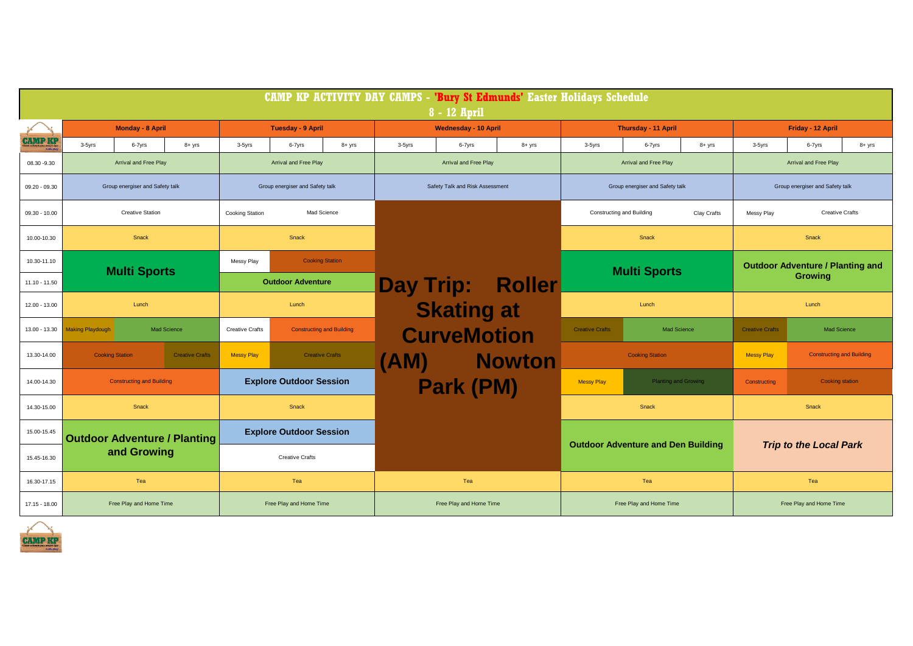# CAMP KP ACTIVITY DAY CAMPS - 'Bury St Edmunds' Easter Holidays Schedule

## 8 - 12 April

| | Monday - 8 April | | | Tuesday - 9 April | | | Wednesday - 10 April | | | Thursday - 11 April | | | Friday - 12 April | | |
|---|---|---|---|---|---|---|---|---|---|---|---|---|---|---|---|
| | 3-5yrs | 6-7yrs | 8+ yrs | 3-5yrs | 6-7yrs | 8+ yrs | 3-5yrs | 6-7yrs | 8+ yrs | 3-5yrs | 6-7yrs | 8+ yrs | 3-5yrs | 6-7yrs | 8+ yrs |
| 08.30 -9.30 | Arrival and Free Play | | | Arrival and Free Play | | | Arrival and Free Play | | | Arrival and Free Play | | | Arrival and Free Play | | |
| 09.20 - 09.30 | Group energiser and Safety talk | | | Group energiser and Safety talk | | | Safety Talk and Risk Assessment | | | Group energiser and Safety talk | | | Group energiser and Safety talk | | |
| 09.30 - 10.00 | Creative Station | | | Cooking Station | Mad Science | | **Day Trip: Roller Skating at CurveMotion (AM) Nowton Park (PM)** | | | Constructing and Building | | Clay Crafts | Messy Play | Creative Crafts | |
| 10.00-10.30 | Snack | | | Snack | | | | | | Snack | | | Snack | | |
| 10.30-11.10 | **Multi Sports** | | | Messy Play | Cooking Station | | | | | **Multi Sports** | | | **Outdoor Adventure / Planting and Growing** | | |
| 11.10 - 11.50 | | | | **Outdoor Adventure** | | | | | | | | | | | |
| 12.00 - 13.00 | Lunch | | | Lunch | | | | | | Lunch | | | Lunch | | |
| 13.00 - 13.30 | Making Playdough | Mad Science | | Creative Crafts | Constructing and Building | | | | | Creative Crafts | Mad Science | | Creative Crafts | Mad Science | |
| 13.30-14.00 | Cooking Station | | Creative Crafts | Messy Play | Creative Crafts | | | | | Cooking Station | | | Messy Play | Constructing and Building | |
| 14.00-14.30 | Constructing and Building | | | **Explore Outdoor Session** | | | | | | Messy Play | Planting and Growing | | Constructing | Cooking station | |
| 14.30-15.00 | Snack | | | Snack | | | | | | Snack | | | Snack | | |
| 15.00-15.45 | **Outdoor Adventure / Planting and Growing** | | | **Explore Outdoor Session** | | | | | | **Outdoor Adventure and Den Building** | | | ***Trip to the Local Park*** | | |
| 15.45-16.30 | | | | Creative Crafts | | | | | | | | | | | |
| 16.30-17.15 | Tea | | | Tea | | | Tea | | | Tea | | | Tea | | |
| 17.15 - 18.00 | Free Play and Home Time | | | Free Play and Home Time | | | Free Play and Home Time | | | Free Play and Home Time | | | Free Play and Home Time | | |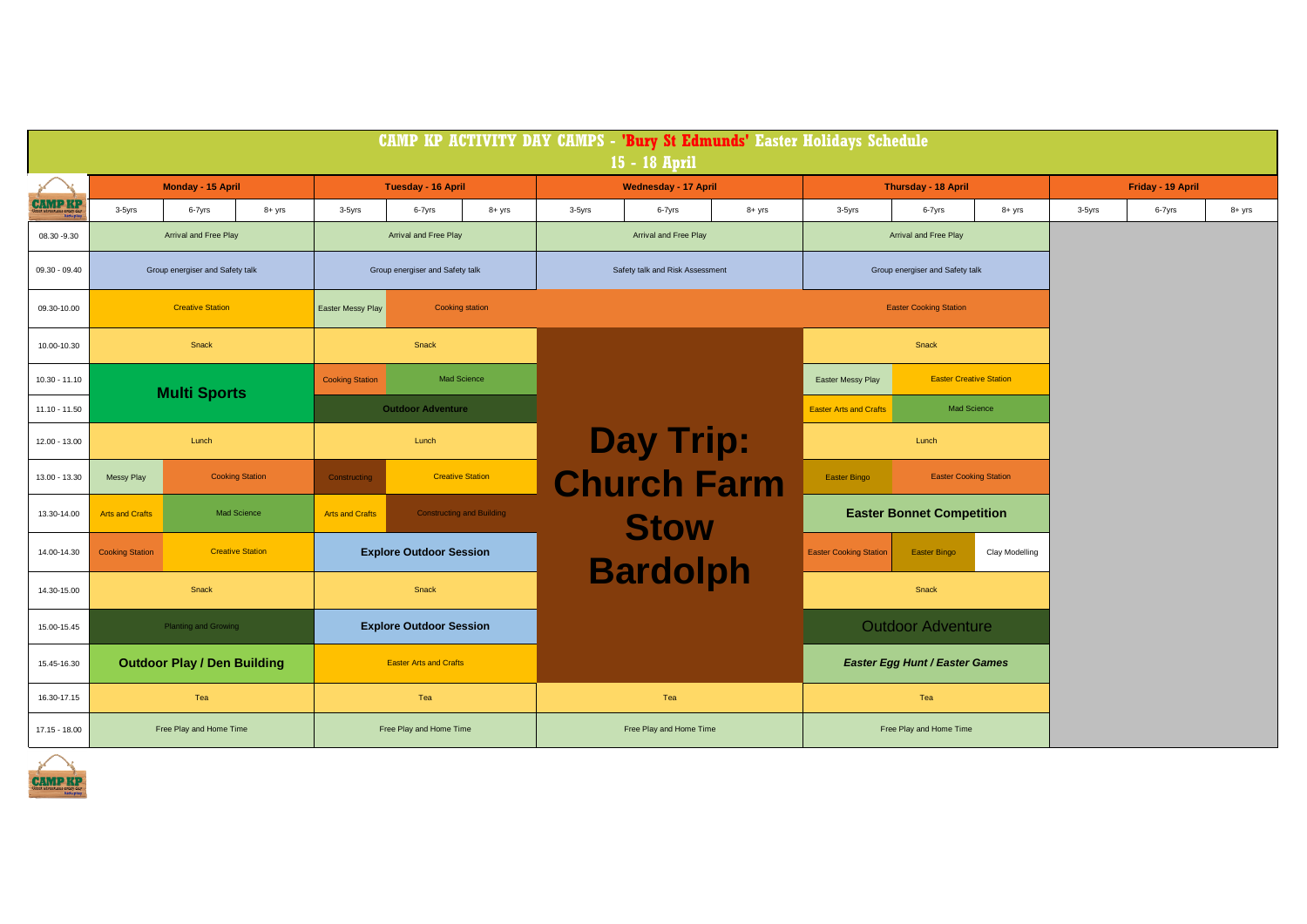# CAMP KP ACTIVITY DAY CAMPS - 'Bury St Edmunds' Easter Holidays Schedule

## 15 - 18 April

| | Monday - 15 April | | | Tuesday - 16 April | | | Wednesday - 17 April | | | Thursday - 18 April | | | Friday - 19 April | | |
|---|---|---|---|---|---|---|---|---|---|---|---|---|---|---|---|
| | 3-5yrs | 6-7yrs | 8+ yrs | 3-5yrs | 6-7yrs | 8+ yrs | 3-5yrs | 6-7yrs | 8+ yrs | 3-5yrs | 6-7yrs | 8+ yrs | 3-5yrs | 6-7yrs | 8+ yrs |
| 08.30 -9.30 | Arrival and Free Play | | | Arrival and Free Play | | | Arrival and Free Play | | | Arrival and Free Play | | | | | |
| 09.30 - 09.40 | Group energiser and Safety talk | | | Group energiser and Safety talk | | | Safety talk and Risk Assessment | | | Group energiser and Safety talk | | | | | |
| 09.30-10.00 | Creative Station | | | Easter Messy Play | Cooking station | | | | | Easter Cooking Station | | | | | |
| 10.00-10.30 | Snack | | | Snack | | | Day Trip: Church Farm Stow Bardolph | | | Snack | | | | | |
| 10.30 - 11.10 | Multi Sports | | | Cooking Station | Mad Science | | | | | Easter Messy Play | Easter Creative Station | | | | |
| 11.10 - 11.50 | | | | Outdoor Adventure | | | | | | Easter Arts and Crafts | Mad Science | | | | |
| 12.00 - 13.00 | Lunch | | | Lunch | | | | | | Lunch | | | | | |
| 13.00 - 13.30 | Messy Play | Cooking Station | | Constructing | Creative Station | | | | | Easter Bingo | Easter Cooking Station | | | | |
| 13.30-14.00 | Arts and Crafts | Mad Science | | Arts and Crafts | Constructing and Building | | | | | Easter Bonnet Competition | | | | | |
| 14.00-14.30 | Cooking Station | Creative Station | | Explore Outdoor Session | | | | | | Easter Cooking Station | Easter Bingo | Clay Modelling | | | |
| 14.30-15.00 | Snack | | | Snack | | | | | | Snack | | | | | |
| 15.00-15.45 | Planting and Growing | | | Explore Outdoor Session | | | | | | Outdoor Adventure | | | | | |
| 15.45-16.30 | Outdoor Play / Den Building | | | Easter Arts and Crafts | | | | | | Easter Egg Hunt / Easter Games | | | | | |
| 16.30-17.15 | Tea | | | Tea | | | Tea | | | Tea | | | | | |
| 17.15 - 18.00 | Free Play and Home Time | | | Free Play and Home Time | | | Free Play and Home Time | | | Free Play and Home Time | | | | | |